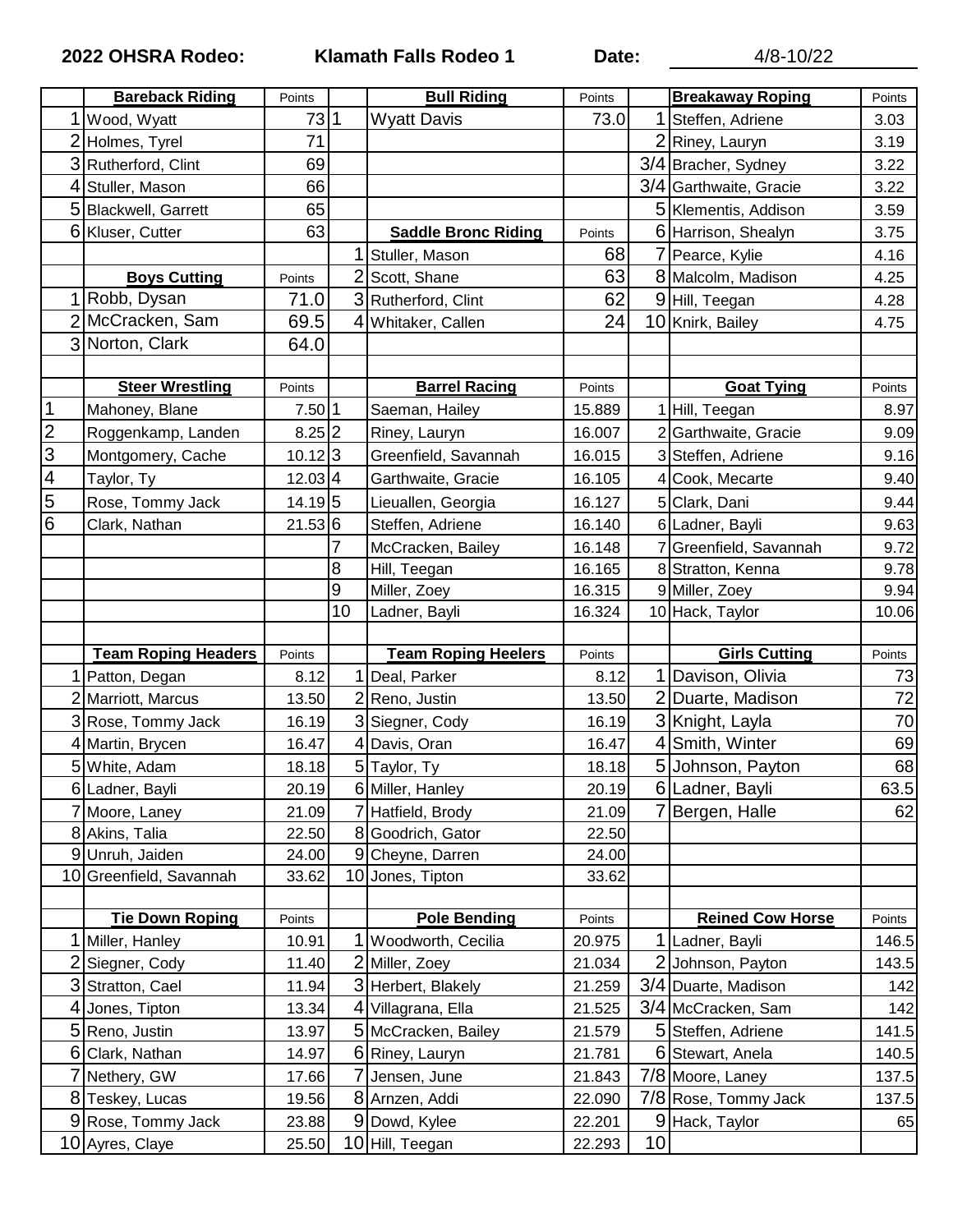**2022 OHSRA Rodeo: Klamath Falls Rodeo 1 Date: 4/8-10/22**

| | Bareback Riding | Points |
|---|---|---|
| 1 | Wood, Wyatt | 73 |
| 2 | Holmes, Tyrel | 71 |
| 3 | Rutherford, Clint | 69 |
| 4 | Stuller, Mason | 66 |
| 5 | Blackwell, Garrett | 65 |
| 6 | Kluser, Cutter | 63 |

| | Bull Riding | Points |
|---|---|---|
| 1 | Wyatt Davis | 73.0 |

| | Breakaway Roping | Points |
|---|---|---|
| 1 | Steffen, Adriene | 3.03 |
| 2 | Riney, Lauryn | 3.19 |
| 3/4 | Bracher, Sydney | 3.22 |
| 3/4 | Garthwaite, Gracie | 3.22 |
| 5 | Klementis, Addison | 3.59 |
| 6 | Harrison, Shealyn | 3.75 |
| 7 | Pearce, Kylie | 4.16 |
| 8 | Malcolm, Madison | 4.25 |
| 9 | Hill, Teegan | 4.28 |
| 10 | Knirk, Bailey | 4.75 |

| | Boys Cutting | Points |
|---|---|---|
| 1 | Robb, Dysan | 71.0 |
| 2 | McCracken, Sam | 69.5 |
| 3 | Norton, Clark | 64.0 |

| | Saddle Bronc Riding | Points |
|---|---|---|
| 1 | Stuller, Mason | 68 |
| 2 | Scott, Shane | 63 |
| 3 | Rutherford, Clint | 62 |
| 4 | Whitaker, Callen | 24 |

| | Steer Wrestling | Points |
|---|---|---|
| 1 | Mahoney, Blane | 7.50 |
| 2 | Roggenkamp, Landen | 8.25 |
| 3 | Montgomery, Cache | 10.12 |
| 4 | Taylor, Ty | 12.03 |
| 5 | Rose, Tommy Jack | 14.19 |
| 6 | Clark, Nathan | 21.53 |

| | Barrel Racing | Points |
|---|---|---|
| 1 | Saeman, Hailey | 15.889 |
| 2 | Riney, Lauryn | 16.007 |
| 3 | Greenfield, Savannah | 16.015 |
| 4 | Garthwaite, Gracie | 16.105 |
| 5 | Lieuallen, Georgia | 16.127 |
| 6 | Steffen, Adriene | 16.140 |
| 7 | McCracken, Bailey | 16.148 |
| 8 | Hill, Teegan | 16.165 |
| 9 | Miller, Zoey | 16.315 |
| 10 | Ladner, Bayli | 16.324 |

| | Goat Tying | Points |
|---|---|---|
| 1 | Hill, Teegan | 8.97 |
| 2 | Garthwaite, Gracie | 9.09 |
| 3 | Steffen, Adriene | 9.16 |
| 4 | Cook, Mecarte | 9.40 |
| 5 | Clark, Dani | 9.44 |
| 6 | Ladner, Bayli | 9.63 |
| 7 | Greenfield, Savannah | 9.72 |
| 8 | Stratton, Kenna | 9.78 |
| 9 | Miller, Zoey | 9.94 |
| 10 | Hack, Taylor | 10.06 |

| | Team Roping Headers | Points |
|---|---|---|
| 1 | Patton, Degan | 8.12 |
| 2 | Marriott, Marcus | 13.50 |
| 3 | Rose, Tommy Jack | 16.19 |
| 4 | Martin, Brycen | 16.47 |
| 5 | White, Adam | 18.18 |
| 6 | Ladner, Bayli | 20.19 |
| 7 | Moore, Laney | 21.09 |
| 8 | Akins, Talia | 22.50 |
| 9 | Unruh, Jaiden | 24.00 |
| 10 | Greenfield, Savannah | 33.62 |

| | Team Roping Heelers | Points |
|---|---|---|
| 1 | Deal, Parker | 8.12 |
| 2 | Reno, Justin | 13.50 |
| 3 | Siegner, Cody | 16.19 |
| 4 | Davis, Oran | 16.47 |
| 5 | Taylor, Ty | 18.18 |
| 6 | Miller, Hanley | 20.19 |
| 7 | Hatfield, Brody | 21.09 |
| 8 | Goodrich, Gator | 22.50 |
| 9 | Cheyne, Darren | 24.00 |
| 10 | Jones, Tipton | 33.62 |

| | Girls Cutting | Points |
|---|---|---|
| 1 | Davison, Olivia | 73 |
| 2 | Duarte, Madison | 72 |
| 3 | Knight, Layla | 70 |
| 4 | Smith, Winter | 69 |
| 5 | Johnson, Payton | 68 |
| 6 | Ladner, Bayli | 63.5 |
| 7 | Bergen, Halle | 62 |

| | Tie Down Roping | Points |
|---|---|---|
| 1 | Miller, Hanley | 10.91 |
| 2 | Siegner, Cody | 11.40 |
| 3 | Stratton, Cael | 11.94 |
| 4 | Jones, Tipton | 13.34 |
| 5 | Reno, Justin | 13.97 |
| 6 | Clark, Nathan | 14.97 |
| 7 | Nethery, GW | 17.66 |
| 8 | Teskey, Lucas | 19.56 |
| 9 | Rose, Tommy Jack | 23.88 |
| 10 | Ayres, Claye | 25.50 |

| | Pole Bending | Points |
|---|---|---|
| 1 | Woodworth, Cecilia | 20.975 |
| 2 | Miller, Zoey | 21.034 |
| 3 | Herbert, Blakely | 21.259 |
| 4 | Villagrana, Ella | 21.525 |
| 5 | McCracken, Bailey | 21.579 |
| 6 | Riney, Lauryn | 21.781 |
| 7 | Jensen, June | 21.843 |
| 8 | Arnzen, Addi | 22.090 |
| 9 | Dowd, Kylee | 22.201 |
| 10 | Hill, Teegan | 22.293 |

| | Reined Cow Horse | Points |
|---|---|---|
| 1 | Ladner, Bayli | 146.5 |
| 2 | Johnson, Payton | 143.5 |
| 3/4 | Duarte, Madison | 142 |
| 3/4 | McCracken, Sam | 142 |
| 5 | Steffen, Adriene | 141.5 |
| 6 | Stewart, Anela | 140.5 |
| 7/8 | Moore, Laney | 137.5 |
| 7/8 | Rose, Tommy Jack | 137.5 |
| 9 | Hack, Taylor | 65 |
| 10 | | |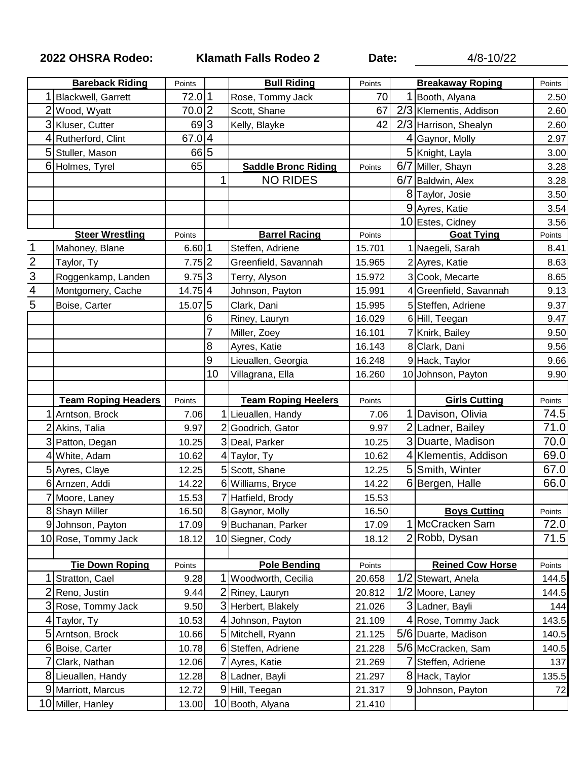**2022 OHSRA Rodeo:** **Klamath Falls Rodeo 2** **Date:** 4/8-10/22

| | Bareback Riding | Points | | Bull Riding | Points | | Breakaway Roping | Points |
|---|---|---|---|---|---|---|---|---|
| 1 | Blackwell, Garrett | 72.0 | 1 | Rose, Tommy Jack | 70 | 1 | Booth, Alyana | 2.50 |
| 2 | Wood, Wyatt | 70.0 | 2 | Scott, Shane | 67 | 2/3 | Klementis, Addison | 2.60 |
| 3 | Kluser, Cutter | 69 | 3 | Kelly, Blayke | 42 | 2/3 | Harrison, Shealyn | 2.60 |
| 4 | Rutherford, Clint | 67.0 | 4 | | | 4 | Gaynor, Molly | 2.97 |
| 5 | Stuller, Mason | 66 | 5 | | | 5 | Knight, Layla | 3.00 |
| 6 | Holmes, Tyrel | 65 | | **Saddle Bronc Riding** | Points | 6/7 | Miller, Shayn | 3.28 |
| | | | 1 | NO RIDES | | 6/7 | Baldwin, Alex | 3.28 |
| | | | | | | 8 | Taylor, Josie | 3.50 |
| | | | | | | 9 | Ayres, Katie | 3.54 |
| | | | | | | 10 | Estes, Cidney | 3.56 |
| | **Steer Wrestling** | Points | | **Barrel Racing** | Points | | **Goat Tying** | Points |
| 1 | Mahoney, Blane | 6.60 | 1 | Steffen, Adriene | 15.701 | 1 | Naegeli, Sarah | 8.41 |
| 2 | Taylor, Ty | 7.75 | 2 | Greenfield, Savannah | 15.965 | 2 | Ayres, Katie | 8.63 |
| 3 | Roggenkamp, Landen | 9.75 | 3 | Terry, Alyson | 15.972 | 3 | Cook, Mecarte | 8.65 |
| 4 | Montgomery, Cache | 14.75 | 4 | Johnson, Payton | 15.991 | 4 | Greenfield, Savannah | 9.13 |
| 5 | Boise, Carter | 15.07 | 5 | Clark, Dani | 15.995 | 5 | Steffen, Adriene | 9.37 |
| | | | 6 | Riney, Lauryn | 16.029 | 6 | Hill, Teegan | 9.47 |
| | | | 7 | Miller, Zoey | 16.101 | 7 | Knirk, Bailey | 9.50 |
| | | | 8 | Ayres, Katie | 16.143 | 8 | Clark, Dani | 9.56 |
| | | | 9 | Lieuallen, Georgia | 16.248 | 9 | Hack, Taylor | 9.66 |
| | | | 10 | Villagrana, Ella | 16.260 | 10 | Johnson, Payton | 9.90 |
| | | | | | | | | |
| | **Team Roping Headers** | Points | | **Team Roping Heelers** | Points | | **Girls Cutting** | Points |
| 1 | Arntson, Brock | 7.06 | 1 | Lieuallen, Handy | 7.06 | 1 | Davison, Olivia | 74.5 |
| 2 | Akins, Talia | 9.97 | 2 | Goodrich, Gator | 9.97 | 2 | Ladner, Bailey | 71.0 |
| 3 | Patton, Degan | 10.25 | 3 | Deal, Parker | 10.25 | 3 | Duarte, Madison | 70.0 |
| 4 | White, Adam | 10.62 | 4 | Taylor, Ty | 10.62 | 4 | Klementis, Addison | 69.0 |
| 5 | Ayres, Claye | 12.25 | 5 | Scott, Shane | 12.25 | 5 | Smith, Winter | 67.0 |
| 6 | Arnzen, Addi | 14.22 | 6 | Williams, Bryce | 14.22 | 6 | Bergen, Halle | 66.0 |
| 7 | Moore, Laney | 15.53 | 7 | Hatfield, Brody | 15.53 | | | |
| 8 | Shayn Miller | 16.50 | 8 | Gaynor, Molly | 16.50 | | **Boys Cutting** | Points |
| 9 | Johnson, Payton | 17.09 | 9 | Buchanan, Parker | 17.09 | 1 | McCracken Sam | 72.0 |
| 10 | Rose, Tommy Jack | 18.12 | 10 | Siegner, Cody | 18.12 | 2 | Robb, Dysan | 71.5 |
| | | | | | | | | |
| | **Tie Down Roping** | Points | | **Pole Bending** | Points | | **Reined Cow Horse** | Points |
| 1 | Stratton, Cael | 9.28 | 1 | Woodworth, Cecilia | 20.658 | 1/2 | Stewart, Anela | 144.5 |
| 2 | Reno, Justin | 9.44 | 2 | Riney, Lauryn | 20.812 | 1/2 | Moore, Laney | 144.5 |
| 3 | Rose, Tommy Jack | 9.50 | 3 | Herbert, Blakely | 21.026 | 3 | Ladner, Bayli | 144 |
| 4 | Taylor, Ty | 10.53 | 4 | Johnson, Payton | 21.109 | 4 | Rose, Tommy Jack | 143.5 |
| 5 | Arntson, Brock | 10.66 | 5 | Mitchell, Ryann | 21.125 | 5/6 | Duarte, Madison | 140.5 |
| 6 | Boise, Carter | 10.78 | 6 | Steffen, Adriene | 21.228 | 5/6 | McCracken, Sam | 140.5 |
| 7 | Clark, Nathan | 12.06 | 7 | Ayres, Katie | 21.269 | 7 | Steffen, Adriene | 137 |
| 8 | Lieuallen, Handy | 12.28 | 8 | Ladner, Bayli | 21.297 | 8 | Hack, Taylor | 135.5 |
| 9 | Marriott, Marcus | 12.72 | 9 | Hill, Teegan | 21.317 | 9 | Johnson, Payton | 72 |
| 10 | Miller, Hanley | 13.00 | 10 | Booth, Alyana | 21.410 | | | |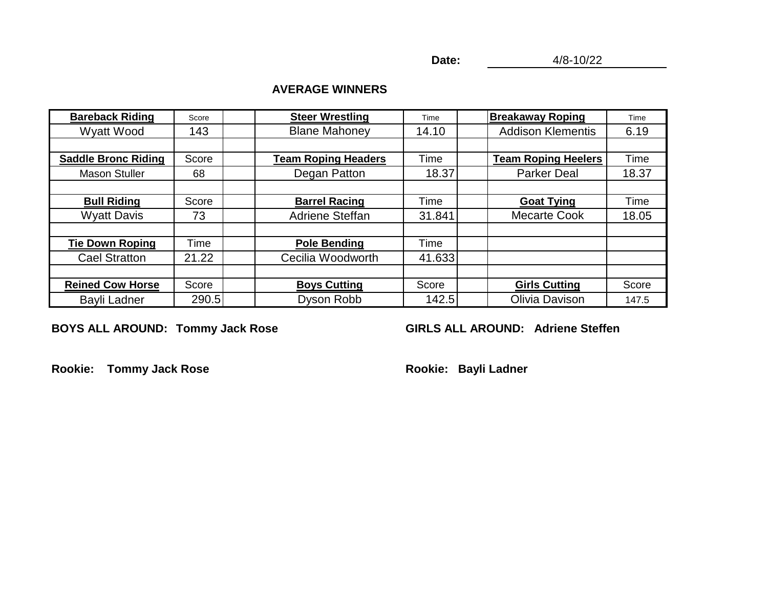**Date:** 4/8-10/22

## AVERAGE WINNERS

| **Bareback Riding** | Score | | **Steer Wrestling** | Time | | **Breakaway Roping** | Time |
|---|---|---|---|---|---|---|---|
| Wyatt Wood | 143 | | Blane Mahoney | 14.10 | | Addison Klementis | 6.19 |
| | | | | | | | |
| **Saddle Bronc Riding** | Score | | **Team Roping Headers** | Time | | **Team Roping Heelers** | Time |
| Mason Stuller | 68 | | Degan Patton | 18.37 | | Parker Deal | 18.37 |
| | | | | | | | |
| **Bull Riding** | Score | | **Barrel Racing** | Time | | **Goat Tying** | Time |
| Wyatt Davis | 73 | | Adriene Steffan | 31.841 | | Mecarte Cook | 18.05 |
| | | | | | | | |
| **Tie Down Roping** | Time | | **Pole Bending** | Time | | | |
| Cael Stratton | 21.22 | | Cecilia Woodworth | 41.633 | | | |
| | | | | | | | |
| **Reined Cow Horse** | Score | | **Boys Cutting** | Score | | **Girls Cutting** | Score |
| Bayli Ladner | 290.5 | | Dyson Robb | 142.5 | | Olivia Davison | 147.5 |

**BOYS ALL AROUND: Tommy Jack Rose**

**GIRLS ALL AROUND: Adriene Steffen**

**Rookie: Tommy Jack Rose**

**Rookie: Bayli Ladner**